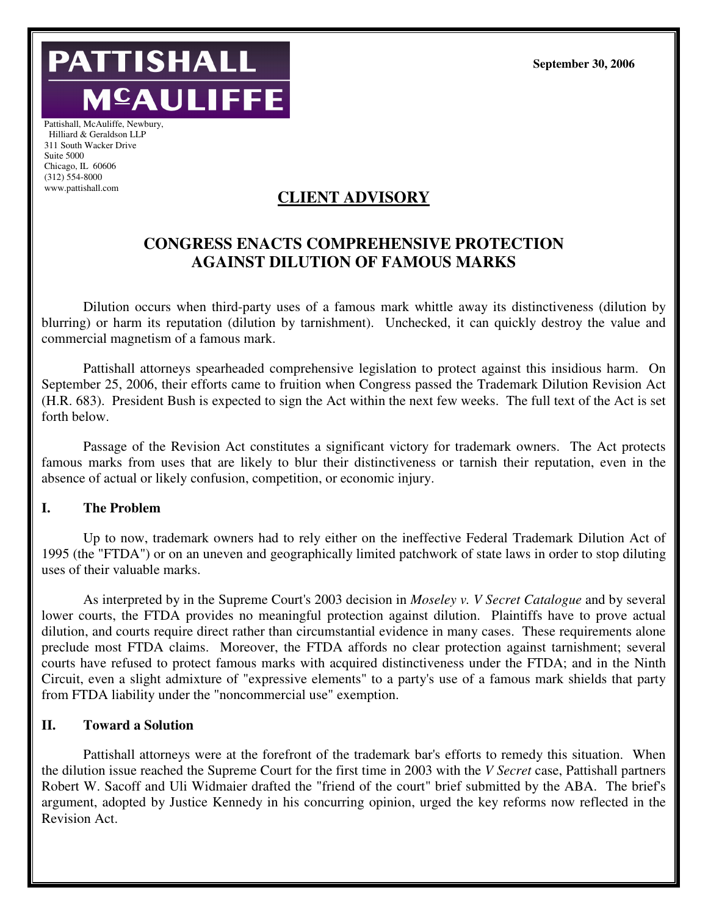**PATTISHALL McAULIFFE**

Pattishall, McAuliffe, Newbury,
Hilliard & Geraldson LLP
311 South Wacker Drive
Suite 5000
Chicago, IL 60606
(312) 554-8000
www.pattishall.com

**September 30, 2006**

## CLIENT ADVISORY

## CONGRESS ENACTS COMPREHENSIVE PROTECTION AGAINST DILUTION OF FAMOUS MARKS

Dilution occurs when third-party uses of a famous mark whittle away its distinctiveness (dilution by blurring) or harm its reputation (dilution by tarnishment). Unchecked, it can quickly destroy the value and commercial magnetism of a famous mark.

Pattishall attorneys spearheaded comprehensive legislation to protect against this insidious harm. On September 25, 2006, their efforts came to fruition when Congress passed the Trademark Dilution Revision Act (H.R. 683). President Bush is expected to sign the Act within the next few weeks. The full text of the Act is set forth below.

Passage of the Revision Act constitutes a significant victory for trademark owners. The Act protects famous marks from uses that are likely to blur their distinctiveness or tarnish their reputation, even in the absence of actual or likely confusion, competition, or economic injury.

### I. The Problem

Up to now, trademark owners had to rely either on the ineffective Federal Trademark Dilution Act of 1995 (the "FTDA") or on an uneven and geographically limited patchwork of state laws in order to stop diluting uses of their valuable marks.

As interpreted by in the Supreme Court's 2003 decision in *Moseley v. V Secret Catalogue* and by several lower courts, the FTDA provides no meaningful protection against dilution. Plaintiffs have to prove actual dilution, and courts require direct rather than circumstantial evidence in many cases. These requirements alone preclude most FTDA claims. Moreover, the FTDA affords no clear protection against tarnishment; several courts have refused to protect famous marks with acquired distinctiveness under the FTDA; and in the Ninth Circuit, even a slight admixture of "expressive elements" to a party's use of a famous mark shields that party from FTDA liability under the "noncommercial use" exemption.

### II. Toward a Solution

Pattishall attorneys were at the forefront of the trademark bar's efforts to remedy this situation. When the dilution issue reached the Supreme Court for the first time in 2003 with the *V Secret* case, Pattishall partners Robert W. Sacoff and Uli Widmaier drafted the "friend of the court" brief submitted by the ABA. The brief's argument, adopted by Justice Kennedy in his concurring opinion, urged the key reforms now reflected in the Revision Act.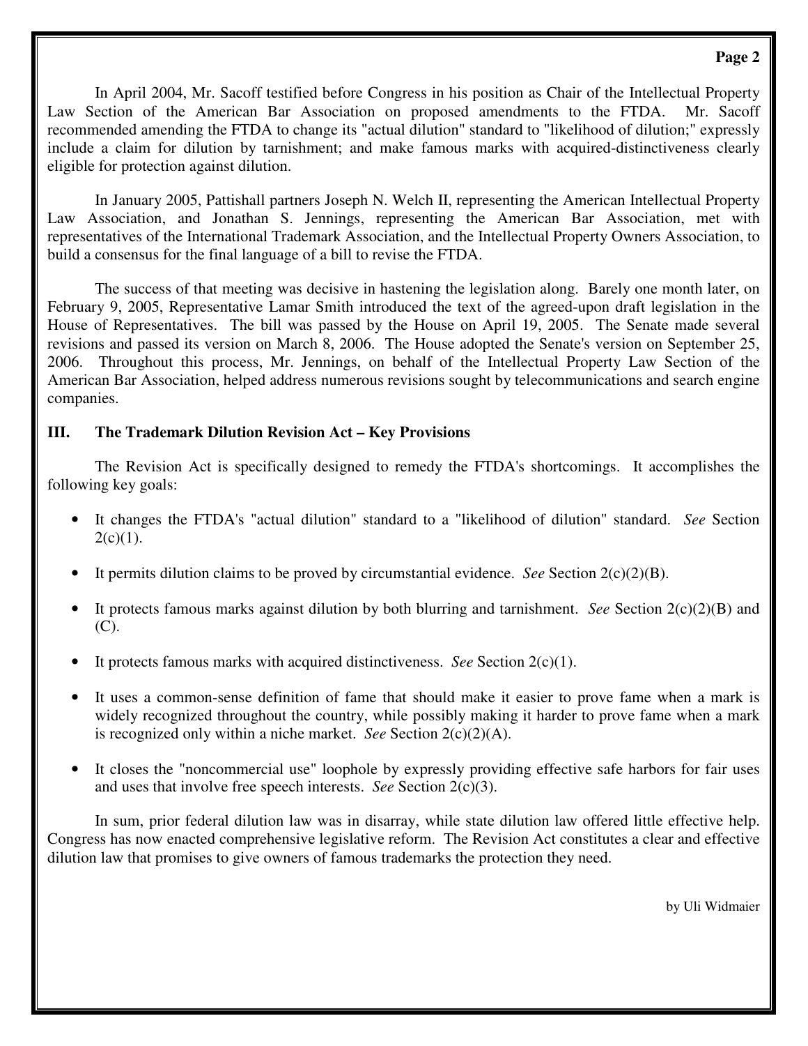In April 2004, Mr. Sacoff testified before Congress in his position as Chair of the Intellectual Property Law Section of the American Bar Association on proposed amendments to the FTDA. Mr. Sacoff recommended amending the FTDA to change its "actual dilution" standard to "likelihood of dilution;" expressly include a claim for dilution by tarnishment; and make famous marks with acquired-distinctiveness clearly eligible for protection against dilution.

In January 2005, Pattishall partners Joseph N. Welch II, representing the American Intellectual Property Law Association, and Jonathan S. Jennings, representing the American Bar Association, met with representatives of the International Trademark Association, and the Intellectual Property Owners Association, to build a consensus for the final language of a bill to revise the FTDA.

The success of that meeting was decisive in hastening the legislation along. Barely one month later, on February 9, 2005, Representative Lamar Smith introduced the text of the agreed-upon draft legislation in the House of Representatives. The bill was passed by the House on April 19, 2005. The Senate made several revisions and passed its version on March 8, 2006. The House adopted the Senate's version on September 25, 2006. Throughout this process, Mr. Jennings, on behalf of the Intellectual Property Law Section of the American Bar Association, helped address numerous revisions sought by telecommunications and search engine companies.

## III. The Trademark Dilution Revision Act – Key Provisions

The Revision Act is specifically designed to remedy the FTDA's shortcomings. It accomplishes the following key goals:

- It changes the FTDA's "actual dilution" standard to a "likelihood of dilution" standard. *See* Section 2(c)(1).
- It permits dilution claims to be proved by circumstantial evidence. *See* Section 2(c)(2)(B).
- It protects famous marks against dilution by both blurring and tarnishment. *See* Section 2(c)(2)(B) and (C).
- It protects famous marks with acquired distinctiveness. *See* Section 2(c)(1).
- It uses a common-sense definition of fame that should make it easier to prove fame when a mark is widely recognized throughout the country, while possibly making it harder to prove fame when a mark is recognized only within a niche market. *See* Section 2(c)(2)(A).
- It closes the "noncommercial use" loophole by expressly providing effective safe harbors for fair uses and uses that involve free speech interests. *See* Section 2(c)(3).

In sum, prior federal dilution law was in disarray, while state dilution law offered little effective help. Congress has now enacted comprehensive legislative reform. The Revision Act constitutes a clear and effective dilution law that promises to give owners of famous trademarks the protection they need.

by Uli Widmaier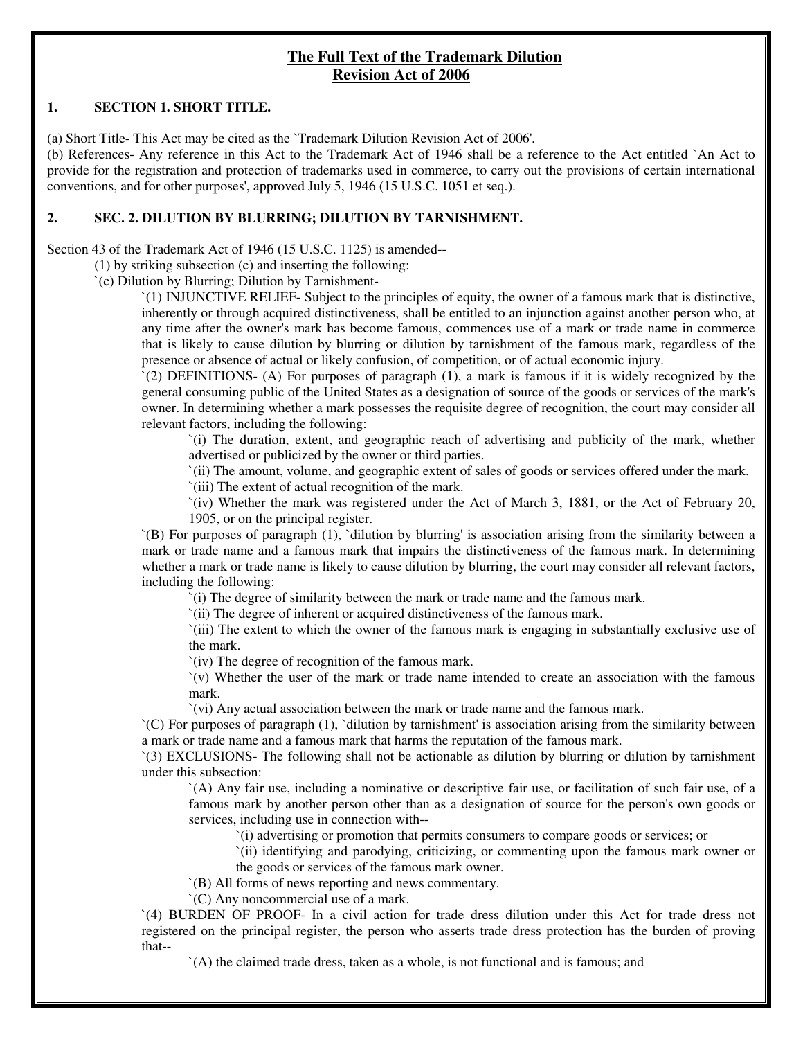## The Full Text of the Trademark Dilution Revision Act of 2006

### 1. SECTION 1. SHORT TITLE.

(a) Short Title- This Act may be cited as the `Trademark Dilution Revision Act of 2006'.

(b) References- Any reference in this Act to the Trademark Act of 1946 shall be a reference to the Act entitled `An Act to provide for the registration and protection of trademarks used in commerce, to carry out the provisions of certain international conventions, and for other purposes', approved July 5, 1946 (15 U.S.C. 1051 et seq.).

### 2. SEC. 2. DILUTION BY BLURRING; DILUTION BY TARNISHMENT.

Section 43 of the Trademark Act of 1946 (15 U.S.C. 1125) is amended--

(1) by striking subsection (c) and inserting the following:

`(c) Dilution by Blurring; Dilution by Tarnishment-

`(1) INJUNCTIVE RELIEF- Subject to the principles of equity, the owner of a famous mark that is distinctive, inherently or through acquired distinctiveness, shall be entitled to an injunction against another person who, at any time after the owner's mark has become famous, commences use of a mark or trade name in commerce that is likely to cause dilution by blurring or dilution by tarnishment of the famous mark, regardless of the presence or absence of actual or likely confusion, of competition, or of actual economic injury.

`(2) DEFINITIONS- (A) For purposes of paragraph (1), a mark is famous if it is widely recognized by the general consuming public of the United States as a designation of source of the goods or services of the mark's owner. In determining whether a mark possesses the requisite degree of recognition, the court may consider all relevant factors, including the following:

`(i) The duration, extent, and geographic reach of advertising and publicity of the mark, whether advertised or publicized by the owner or third parties.

`(ii) The amount, volume, and geographic extent of sales of goods or services offered under the mark.

`(iii) The extent of actual recognition of the mark.

`(iv) Whether the mark was registered under the Act of March 3, 1881, or the Act of February 20, 1905, or on the principal register.

`(B) For purposes of paragraph (1), `dilution by blurring' is association arising from the similarity between a mark or trade name and a famous mark that impairs the distinctiveness of the famous mark. In determining whether a mark or trade name is likely to cause dilution by blurring, the court may consider all relevant factors, including the following:

`(i) The degree of similarity between the mark or trade name and the famous mark.

`(ii) The degree of inherent or acquired distinctiveness of the famous mark.

`(iii) The extent to which the owner of the famous mark is engaging in substantially exclusive use of the mark.

`(iv) The degree of recognition of the famous mark.

`(v) Whether the user of the mark or trade name intended to create an association with the famous mark.

`(vi) Any actual association between the mark or trade name and the famous mark.

`(C) For purposes of paragraph (1), `dilution by tarnishment' is association arising from the similarity between a mark or trade name and a famous mark that harms the reputation of the famous mark.

`(3) EXCLUSIONS- The following shall not be actionable as dilution by blurring or dilution by tarnishment under this subsection:

`(A) Any fair use, including a nominative or descriptive fair use, or facilitation of such fair use, of a famous mark by another person other than as a designation of source for the person's own goods or services, including use in connection with--

`(i) advertising or promotion that permits consumers to compare goods or services; or

`(ii) identifying and parodying, criticizing, or commenting upon the famous mark owner or the goods or services of the famous mark owner.

`(B) All forms of news reporting and news commentary.

`(C) Any noncommercial use of a mark.

`(4) BURDEN OF PROOF- In a civil action for trade dress dilution under this Act for trade dress not registered on the principal register, the person who asserts trade dress protection has the burden of proving that--

`(A) the claimed trade dress, taken as a whole, is not functional and is famous; and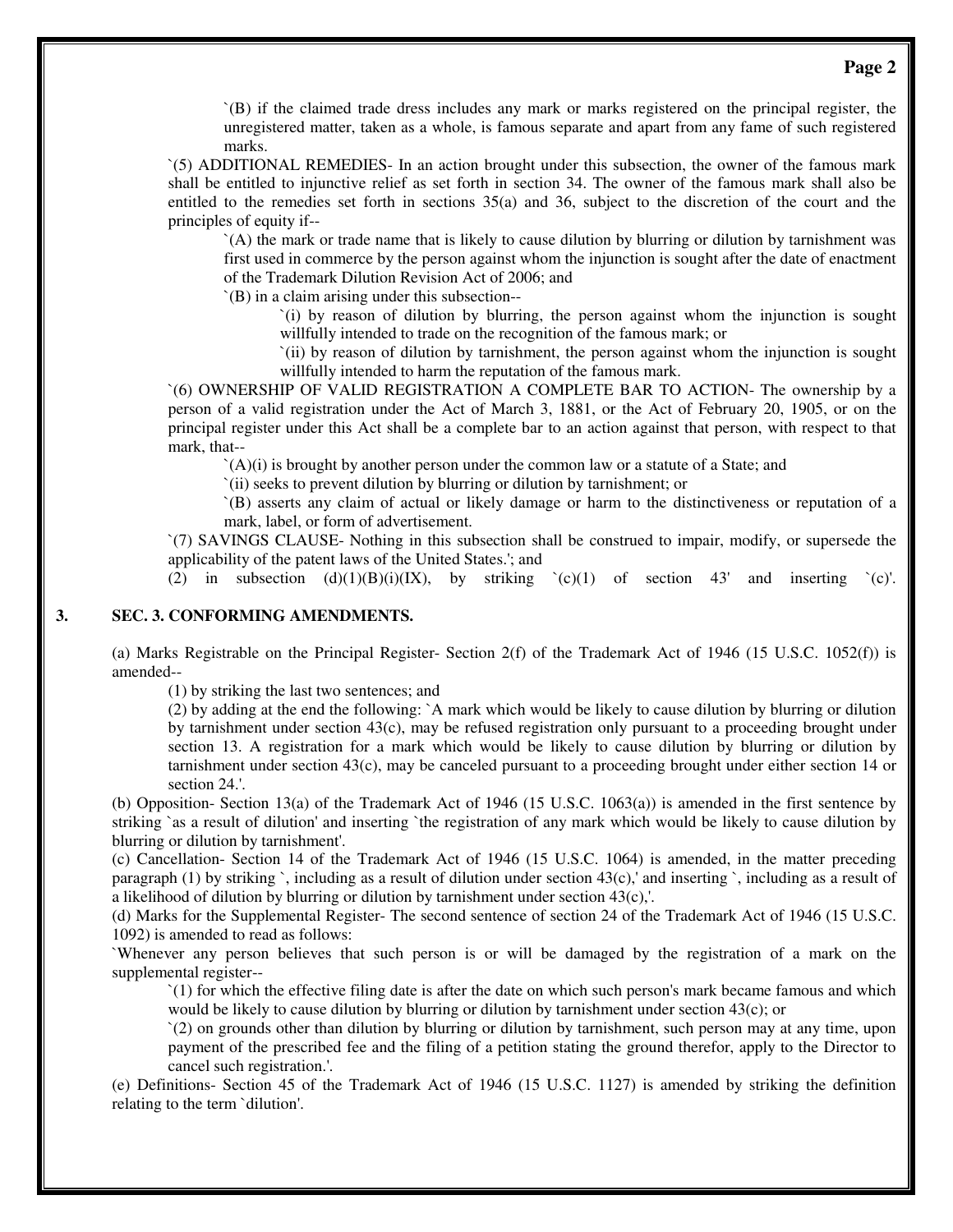`(B) if the claimed trade dress includes any mark or marks registered on the principal register, the unregistered matter, taken as a whole, is famous separate and apart from any fame of such registered marks.

`(5) ADDITIONAL REMEDIES- In an action brought under this subsection, the owner of the famous mark shall be entitled to injunctive relief as set forth in section 34. The owner of the famous mark shall also be entitled to the remedies set forth in sections 35(a) and 36, subject to the discretion of the court and the principles of equity if--

`(A) the mark or trade name that is likely to cause dilution by blurring or dilution by tarnishment was first used in commerce by the person against whom the injunction is sought after the date of enactment of the Trademark Dilution Revision Act of 2006; and

`(B) in a claim arising under this subsection--

`(i) by reason of dilution by blurring, the person against whom the injunction is sought willfully intended to trade on the recognition of the famous mark; or

`(ii) by reason of dilution by tarnishment, the person against whom the injunction is sought willfully intended to harm the reputation of the famous mark.

`(6) OWNERSHIP OF VALID REGISTRATION A COMPLETE BAR TO ACTION- The ownership by a person of a valid registration under the Act of March 3, 1881, or the Act of February 20, 1905, or on the principal register under this Act shall be a complete bar to an action against that person, with respect to that mark, that--

`(A)(i) is brought by another person under the common law or a statute of a State; and

`(ii) seeks to prevent dilution by blurring or dilution by tarnishment; or

`(B) asserts any claim of actual or likely damage or harm to the distinctiveness or reputation of a mark, label, or form of advertisement.

`(7) SAVINGS CLAUSE- Nothing in this subsection shall be construed to impair, modify, or supersede the applicability of the patent laws of the United States.'; and

(2) in subsection (d)(1)(B)(i)(IX), by striking `(c)(1) of section 43' and inserting `(c)'.

## 3. SEC. 3. CONFORMING AMENDMENTS.

(a) Marks Registrable on the Principal Register- Section 2(f) of the Trademark Act of 1946 (15 U.S.C. 1052(f)) is amended--

(1) by striking the last two sentences; and

(2) by adding at the end the following: `A mark which would be likely to cause dilution by blurring or dilution by tarnishment under section 43(c), may be refused registration only pursuant to a proceeding brought under section 13. A registration for a mark which would be likely to cause dilution by blurring or dilution by tarnishment under section 43(c), may be canceled pursuant to a proceeding brought under either section 14 or section 24.'.

(b) Opposition- Section 13(a) of the Trademark Act of 1946 (15 U.S.C. 1063(a)) is amended in the first sentence by striking `as a result of dilution' and inserting `the registration of any mark which would be likely to cause dilution by blurring or dilution by tarnishment'.

(c) Cancellation- Section 14 of the Trademark Act of 1946 (15 U.S.C. 1064) is amended, in the matter preceding paragraph (1) by striking `, including as a result of dilution under section 43(c),' and inserting `, including as a result of a likelihood of dilution by blurring or dilution by tarnishment under section 43(c),'.

(d) Marks for the Supplemental Register- The second sentence of section 24 of the Trademark Act of 1946 (15 U.S.C. 1092) is amended to read as follows:

`Whenever any person believes that such person is or will be damaged by the registration of a mark on the supplemental register--

`(1) for which the effective filing date is after the date on which such person's mark became famous and which would be likely to cause dilution by blurring or dilution by tarnishment under section 43(c); or

`(2) on grounds other than dilution by blurring or dilution by tarnishment, such person may at any time, upon payment of the prescribed fee and the filing of a petition stating the ground therefor, apply to the Director to cancel such registration.'.

(e) Definitions- Section 45 of the Trademark Act of 1946 (15 U.S.C. 1127) is amended by striking the definition relating to the term `dilution'.